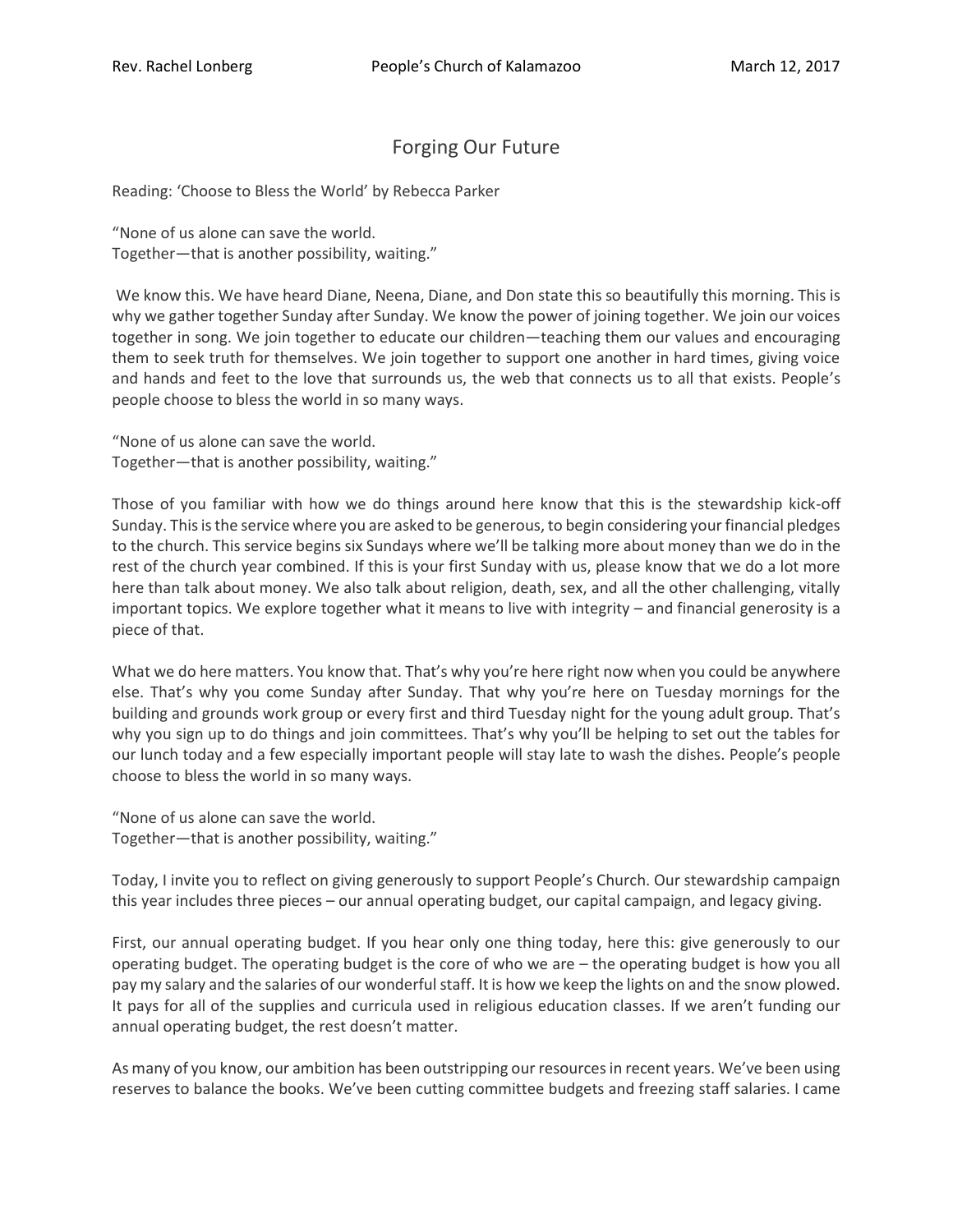# Forging Our Future

Reading: 'Choose to Bless the World' by Rebecca Parker

"None of us alone can save the world.
Together—that is another possibility, waiting."

We know this. We have heard Diane, Neena, Diane, and Don state this so beautifully this morning. This is why we gather together Sunday after Sunday. We know the power of joining together. We join our voices together in song. We join together to educate our children—teaching them our values and encouraging them to seek truth for themselves. We join together to support one another in hard times, giving voice and hands and feet to the love that surrounds us, the web that connects us to all that exists. People's people choose to bless the world in so many ways.

"None of us alone can save the world.
Together—that is another possibility, waiting."

Those of you familiar with how we do things around here know that this is the stewardship kick-off Sunday. This is the service where you are asked to be generous, to begin considering your financial pledges to the church. This service begins six Sundays where we'll be talking more about money than we do in the rest of the church year combined. If this is your first Sunday with us, please know that we do a lot more here than talk about money. We also talk about religion, death, sex, and all the other challenging, vitally important topics. We explore together what it means to live with integrity – and financial generosity is a piece of that.

What we do here matters. You know that. That's why you're here right now when you could be anywhere else. That's why you come Sunday after Sunday. That why you're here on Tuesday mornings for the building and grounds work group or every first and third Tuesday night for the young adult group. That's why you sign up to do things and join committees. That's why you'll be helping to set out the tables for our lunch today and a few especially important people will stay late to wash the dishes. People's people choose to bless the world in so many ways.

"None of us alone can save the world.
Together—that is another possibility, waiting."

Today, I invite you to reflect on giving generously to support People's Church. Our stewardship campaign this year includes three pieces – our annual operating budget, our capital campaign, and legacy giving.

First, our annual operating budget. If you hear only one thing today, here this: give generously to our operating budget. The operating budget is the core of who we are – the operating budget is how you all pay my salary and the salaries of our wonderful staff. It is how we keep the lights on and the snow plowed. It pays for all of the supplies and curricula used in religious education classes. If we aren't funding our annual operating budget, the rest doesn't matter.

As many of you know, our ambition has been outstripping our resources in recent years. We've been using reserves to balance the books. We've been cutting committee budgets and freezing staff salaries. I came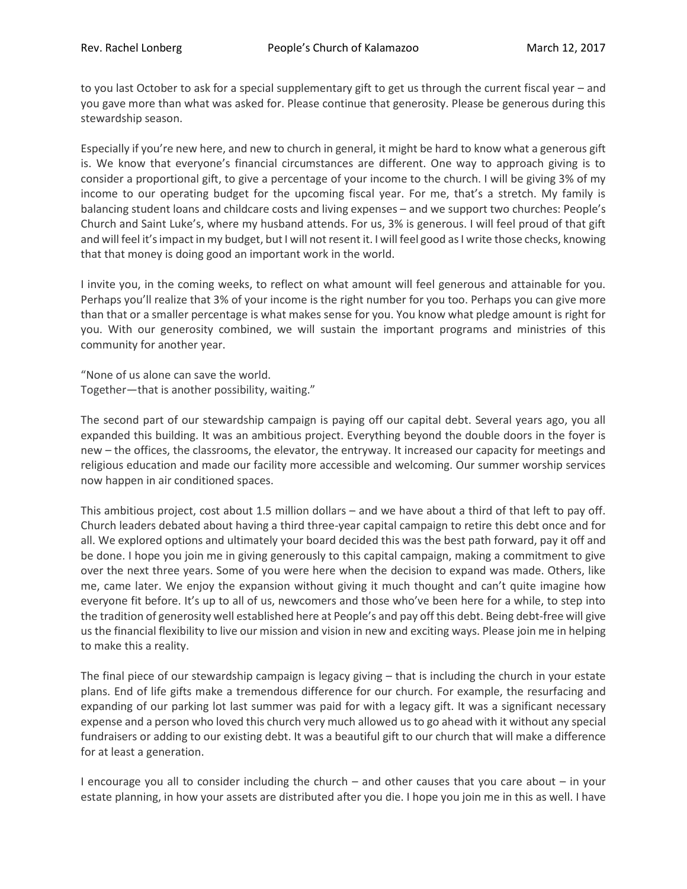to you last October to ask for a special supplementary gift to get us through the current fiscal year – and you gave more than what was asked for. Please continue that generosity. Please be generous during this stewardship season.

Especially if you're new here, and new to church in general, it might be hard to know what a generous gift is. We know that everyone's financial circumstances are different. One way to approach giving is to consider a proportional gift, to give a percentage of your income to the church. I will be giving 3% of my income to our operating budget for the upcoming fiscal year. For me, that's a stretch. My family is balancing student loans and childcare costs and living expenses – and we support two churches: People's Church and Saint Luke's, where my husband attends. For us, 3% is generous. I will feel proud of that gift and will feel it's impact in my budget, but I will not resent it. I will feel good as I write those checks, knowing that that money is doing good an important work in the world.

I invite you, in the coming weeks, to reflect on what amount will feel generous and attainable for you. Perhaps you'll realize that 3% of your income is the right number for you too. Perhaps you can give more than that or a smaller percentage is what makes sense for you. You know what pledge amount is right for you. With our generosity combined, we will sustain the important programs and ministries of this community for another year.

"None of us alone can save the world.
Together—that is another possibility, waiting."

The second part of our stewardship campaign is paying off our capital debt. Several years ago, you all expanded this building. It was an ambitious project. Everything beyond the double doors in the foyer is new – the offices, the classrooms, the elevator, the entryway. It increased our capacity for meetings and religious education and made our facility more accessible and welcoming. Our summer worship services now happen in air conditioned spaces.

This ambitious project, cost about 1.5 million dollars – and we have about a third of that left to pay off. Church leaders debated about having a third three-year capital campaign to retire this debt once and for all. We explored options and ultimately your board decided this was the best path forward, pay it off and be done. I hope you join me in giving generously to this capital campaign, making a commitment to give over the next three years. Some of you were here when the decision to expand was made. Others, like me, came later. We enjoy the expansion without giving it much thought and can't quite imagine how everyone fit before. It's up to all of us, newcomers and those who've been here for a while, to step into the tradition of generosity well established here at People's and pay off this debt. Being debt-free will give us the financial flexibility to live our mission and vision in new and exciting ways. Please join me in helping to make this a reality.

The final piece of our stewardship campaign is legacy giving – that is including the church in your estate plans. End of life gifts make a tremendous difference for our church. For example, the resurfacing and expanding of our parking lot last summer was paid for with a legacy gift. It was a significant necessary expense and a person who loved this church very much allowed us to go ahead with it without any special fundraisers or adding to our existing debt. It was a beautiful gift to our church that will make a difference for at least a generation.

I encourage you all to consider including the church – and other causes that you care about – in your estate planning, in how your assets are distributed after you die. I hope you join me in this as well. I have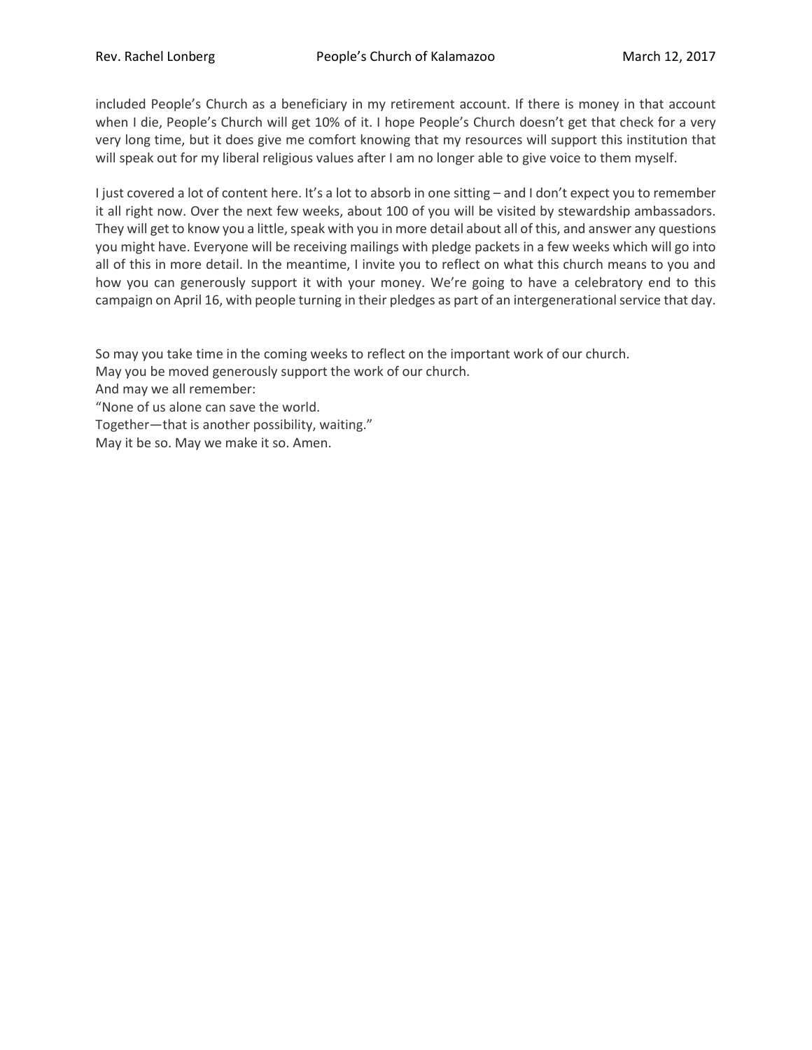included People's Church as a beneficiary in my retirement account. If there is money in that account when I die, People's Church will get 10% of it. I hope People's Church doesn't get that check for a very very long time, but it does give me comfort knowing that my resources will support this institution that will speak out for my liberal religious values after I am no longer able to give voice to them myself.

I just covered a lot of content here. It's a lot to absorb in one sitting – and I don't expect you to remember it all right now. Over the next few weeks, about 100 of you will be visited by stewardship ambassadors. They will get to know you a little, speak with you in more detail about all of this, and answer any questions you might have. Everyone will be receiving mailings with pledge packets in a few weeks which will go into all of this in more detail. In the meantime, I invite you to reflect on what this church means to you and how you can generously support it with your money. We're going to have a celebratory end to this campaign on April 16, with people turning in their pledges as part of an intergenerational service that day.

So may you take time in the coming weeks to reflect on the important work of our church.  
May you be moved generously support the work of our church.  
And may we all remember:  
"None of us alone can save the world.  
Together—that is another possibility, waiting."  
May it be so. May we make it so. Amen.